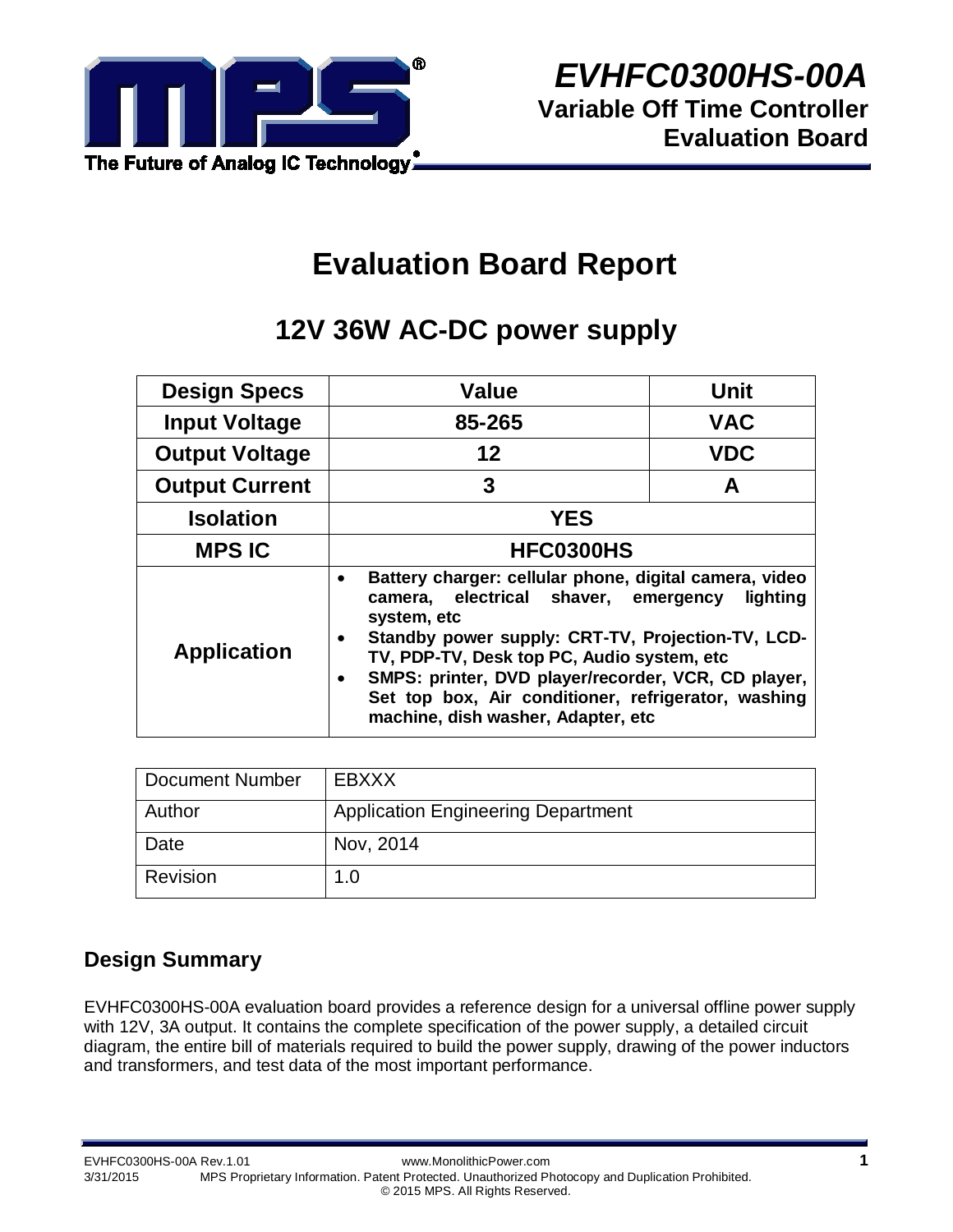# EVHFC0300HS-00A

**Variable Off Time Controller Evaluation Board**

# Evaluation Board Report

## 12V 36W AC-DC power supply

| Design Specs | Value | Unit |
|---|---|---|
| Input Voltage | 85-265 | VAC |
| Output Voltage | 12 | VDC |
| Output Current | 3 | A |
| Isolation | YES | |
| MPS IC | HFC0300HS | |
| Application | • Battery charger: cellular phone, digital camera, video camera, electrical shaver, emergency lighting system, etc<br>• Standby power supply: CRT-TV, Projection-TV, LCD-TV, PDP-TV, Desk top PC, Audio system, etc<br>• SMPS: printer, DVD player/recorder, VCR, CD player, Set top box, Air conditioner, refrigerator, washing machine, dish washer, Adapter, etc | |

| Document Number | EBXXX |
|---|---|
| Author | Application Engineering Department |
| Date | Nov, 2014 |
| Revision | 1.0 |

### Design Summary

EVHFC0300HS-00A evaluation board provides a reference design for a universal offline power supply with 12V, 3A output. It contains the complete specification of the power supply, a detailed circuit diagram, the entire bill of materials required to build the power supply, drawing of the power inductors and transformers, and test data of the most important performance.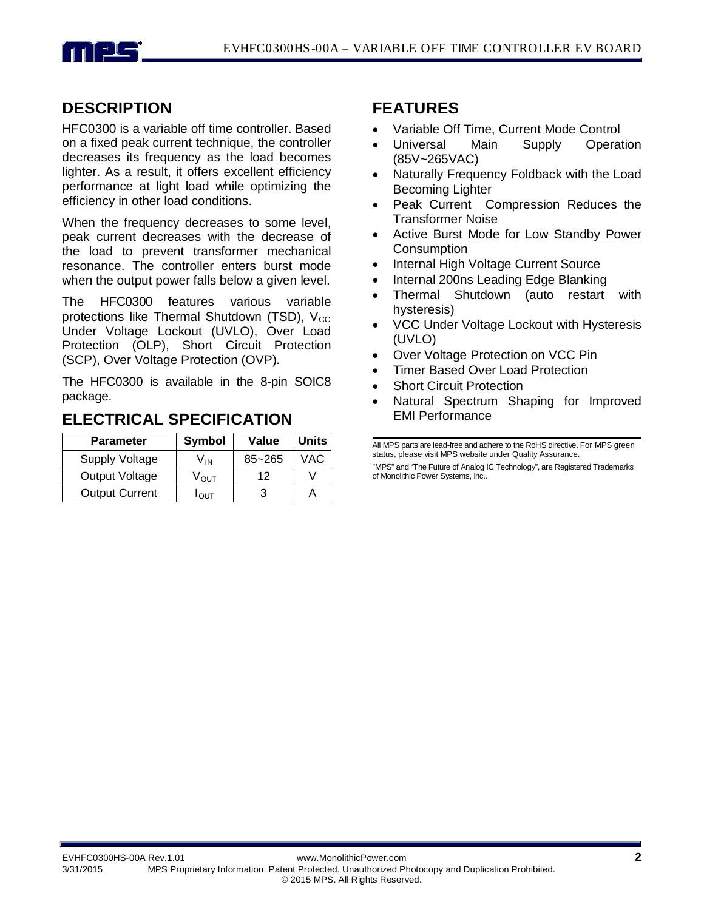## DESCRIPTION

HFC0300 is a variable off time controller. Based on a fixed peak current technique, the controller decreases its frequency as the load becomes lighter. As a result, it offers excellent efficiency performance at light load while optimizing the efficiency in other load conditions.

When the frequency decreases to some level, peak current decreases with the decrease of the load to prevent transformer mechanical resonance. The controller enters burst mode when the output power falls below a given level.

The HFC0300 features various variable protections like Thermal Shutdown (TSD), $V_{CC}$ Under Voltage Lockout (UVLO), Over Load Protection (OLP), Short Circuit Protection (SCP), Over Voltage Protection (OVP).

The HFC0300 is available in the 8-pin SOIC8 package.

## ELECTRICAL SPECIFICATION

| Parameter | Symbol | Value | Units |
|---|---|---|---|
| Supply Voltage | $V_{IN}$ | 85~265 | VAC |
| Output Voltage | $V_{OUT}$ | 12 | V |
| Output Current | $I_{OUT}$ | 3 | A |

## FEATURES

- Variable Off Time, Current Mode Control
- Universal Main Supply Operation (85V~265VAC)
- Naturally Frequency Foldback with the Load Becoming Lighter
- Peak Current Compression Reduces the Transformer Noise
- Active Burst Mode for Low Standby Power Consumption
- Internal High Voltage Current Source
- Internal 200ns Leading Edge Blanking
- Thermal Shutdown (auto restart with hysteresis)
- VCC Under Voltage Lockout with Hysteresis (UVLO)
- Over Voltage Protection on VCC Pin
- Timer Based Over Load Protection
- Short Circuit Protection
- Natural Spectrum Shaping for Improved EMI Performance

All MPS parts are lead-free and adhere to the RoHS directive. For MPS green status, please visit MPS website under Quality Assurance.

"MPS" and "The Future of Analog IC Technology", are Registered Trademarks of Monolithic Power Systems, Inc..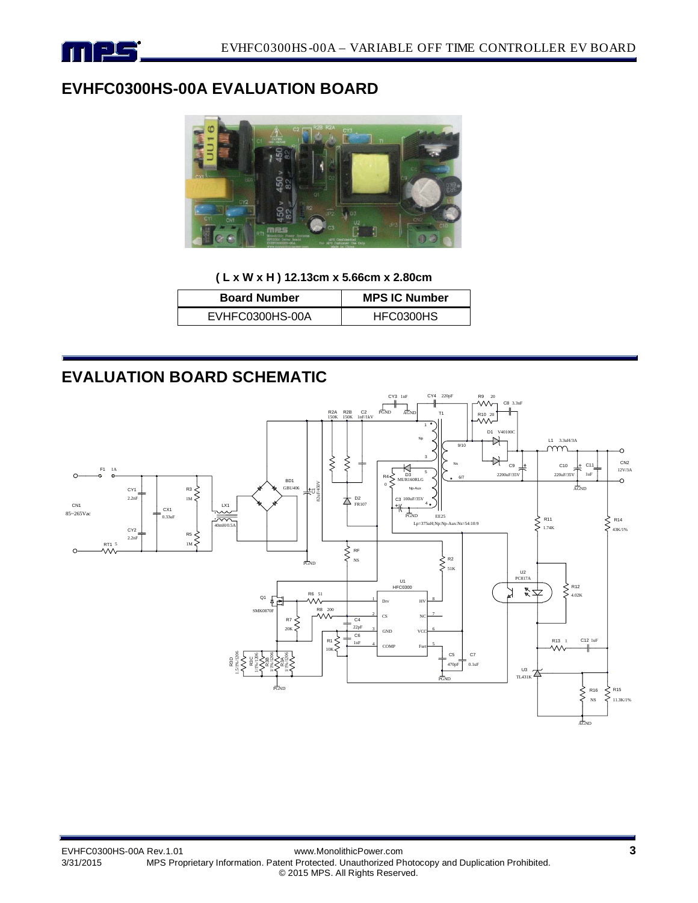## EVHFC0300HS-00A EVALUATION BOARD

**( L x W x H ) 12.13cm x 5.66cm x 2.80cm**

| Board Number | MPS IC Number |
|---|---|
| EVHFC0300HS-00A | HFC0300HS |

## EVALUATION BOARD SCHEMATIC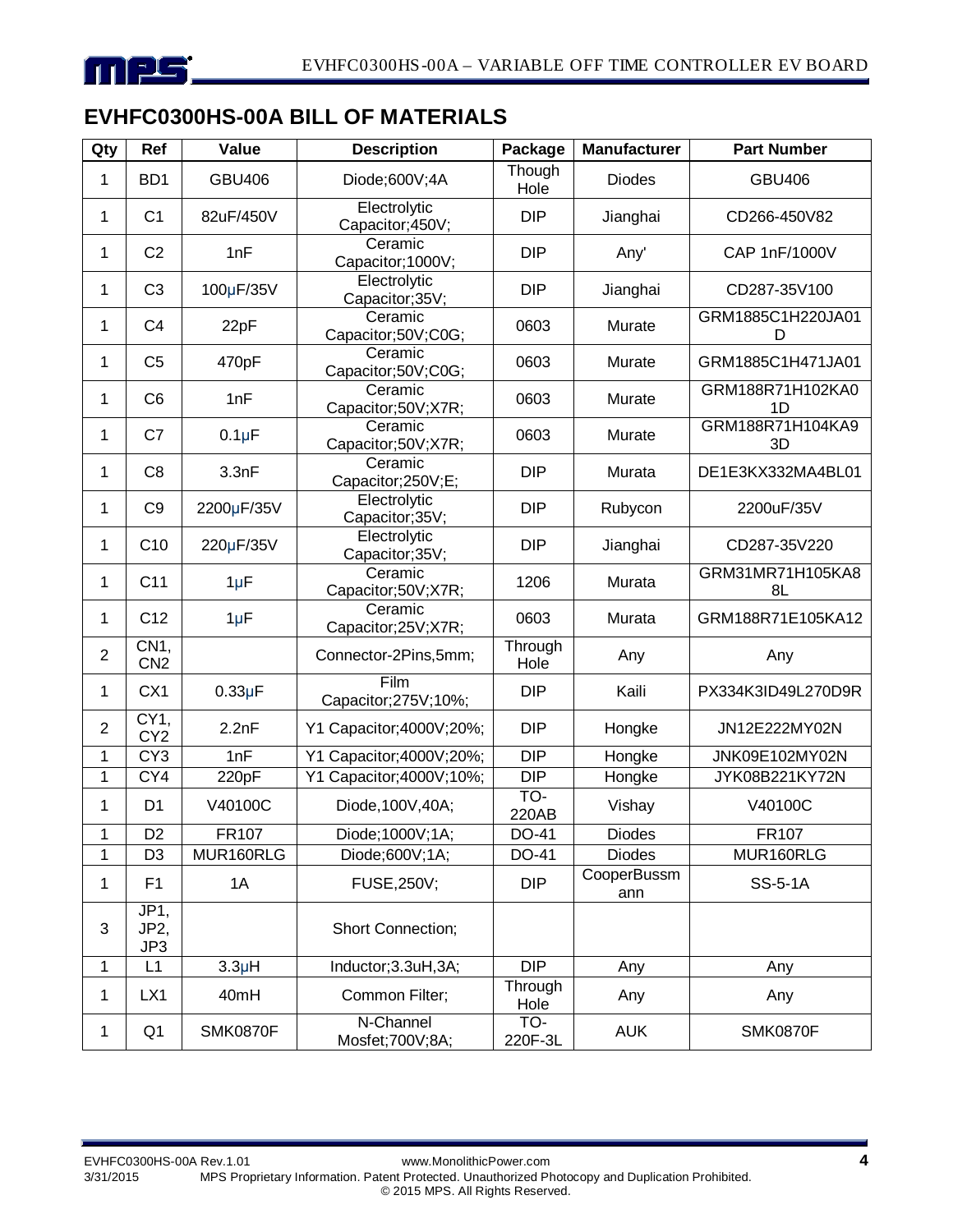## EVHFC0300HS-00A BILL OF MATERIALS

| Qty | Ref | Value | Description | Package | Manufacturer | Part Number |
|---|---|---|---|---|---|---|
| 1 | BD1 | GBU406 | Diode;600V;4A | Though Hole | Diodes | GBU406 |
| 1 | C1 | 82uF/450V | Electrolytic Capacitor;450V; | DIP | Jianghai | CD266-450V82 |
| 1 | C2 | 1nF | Ceramic Capacitor;1000V; | DIP | Any' | CAP 1nF/1000V |
| 1 | C3 | 100μF/35V | Electrolytic Capacitor;35V; | DIP | Jianghai | CD287-35V100 |
| 1 | C4 | 22pF | Ceramic Capacitor;50V;C0G; | 0603 | Murate | GRM1885C1H220JA01D |
| 1 | C5 | 470pF | Ceramic Capacitor;50V;C0G; | 0603 | Murate | GRM1885C1H471JA01 |
| 1 | C6 | 1nF | Ceramic Capacitor;50V;X7R; | 0603 | Murate | GRM188R71H102KA01D |
| 1 | C7 | 0.1μF | Ceramic Capacitor;50V;X7R; | 0603 | Murate | GRM188R71H104KA93D |
| 1 | C8 | 3.3nF | Ceramic Capacitor;250V;E; | DIP | Murata | DE1E3KX332MA4BL01 |
| 1 | C9 | 2200μF/35V | Electrolytic Capacitor;35V; | DIP | Rubycon | 2200uF/35V |
| 1 | C10 | 220μF/35V | Electrolytic Capacitor;35V; | DIP | Jianghai | CD287-35V220 |
| 1 | C11 | 1μF | Ceramic Capacitor;50V;X7R; | 1206 | Murata | GRM31MR71H105KA88L |
| 1 | C12 | 1μF | Ceramic Capacitor;25V;X7R; | 0603 | Murata | GRM188R71E105KA12 |
| 2 | CN1, CN2 | | Connector-2Pins,5mm; | Through Hole | Any | Any |
| 1 | CX1 | 0.33μF | Film Capacitor;275V;10%; | DIP | Kaili | PX334K3ID49L270D9R |
| 2 | CY1, CY2 | 2.2nF | Y1 Capacitor;4000V;20%; | DIP | Hongke | JN12E222MY02N |
| 1 | CY3 | 1nF | Y1 Capacitor;4000V;20%; | DIP | Hongke | JNK09E102MY02N |
| 1 | CY4 | 220pF | Y1 Capacitor;4000V;10%; | DIP | Hongke | JYK08B221KY72N |
| 1 | D1 | V40100C | Diode,100V,40A; | TO-220AB | Vishay | V40100C |
| 1 | D2 | FR107 | Diode;1000V;1A; | DO-41 | Diodes | FR107 |
| 1 | D3 | MUR160RLG | Diode;600V;1A; | DO-41 | Diodes | MUR160RLG |
| 1 | F1 | 1A | FUSE,250V; | DIP | CooperBussmann | SS-5-1A |
| 3 | JP1, JP2, JP3 | | Short Connection; | | | |
| 1 | L1 | 3.3μH | Inductor;3.3uH,3A; | DIP | Any | Any |
| 1 | LX1 | 40mH | Common Filter; | Through Hole | Any | Any |
| 1 | Q1 | SMK0870F | N-Channel Mosfet;700V;8A; | TO-220F-3L | AUK | SMK0870F |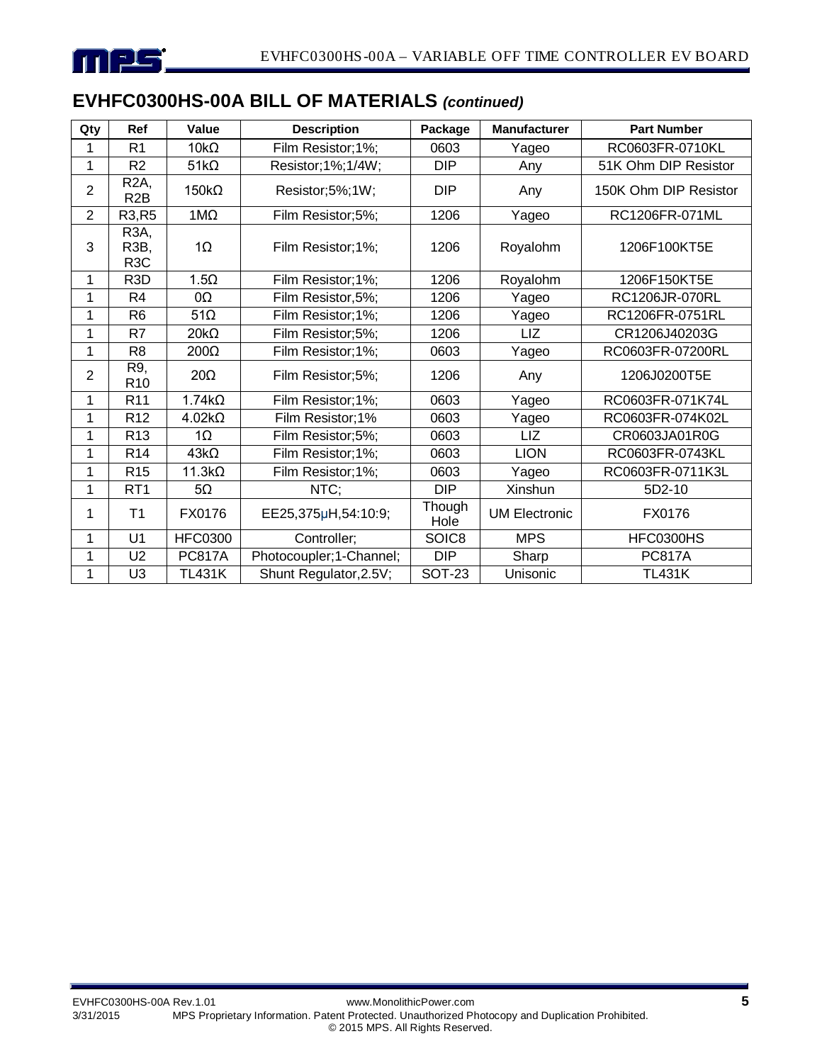## EVHFC0300HS-00A BILL OF MATERIALS *(continued)*

| Qty | Ref | Value | Description | Package | Manufacturer | Part Number |
|---|---|---|---|---|---|---|
| 1 | R1 | 10kΩ | Film Resistor;1%; | 0603 | Yageo | RC0603FR-0710KL |
| 1 | R2 | 51kΩ | Resistor;1%;1/4W; | DIP | Any | 51K Ohm DIP Resistor |
| 2 | R2A, R2B | 150kΩ | Resistor;5%;1W; | DIP | Any | 150K Ohm DIP Resistor |
| 2 | R3,R5 | 1MΩ | Film Resistor;5%; | 1206 | Yageo | RC1206FR-071ML |
| 3 | R3A, R3B, R3C | 1Ω | Film Resistor;1%; | 1206 | Royalohm | 1206F100KT5E |
| 1 | R3D | 1.5Ω | Film Resistor;1%; | 1206 | Royalohm | 1206F150KT5E |
| 1 | R4 | 0Ω | Film Resistor,5%; | 1206 | Yageo | RC1206JR-070RL |
| 1 | R6 | 51Ω | Film Resistor;1%; | 1206 | Yageo | RC1206FR-0751RL |
| 1 | R7 | 20kΩ | Film Resistor;5%; | 1206 | LIZ | CR1206J40203G |
| 1 | R8 | 200Ω | Film Resistor;1%; | 0603 | Yageo | RC0603FR-07200RL |
| 2 | R9, R10 | 20Ω | Film Resistor;5%; | 1206 | Any | 1206J0200T5E |
| 1 | R11 | 1.74kΩ | Film Resistor;1%; | 0603 | Yageo | RC0603FR-071K74L |
| 1 | R12 | 4.02kΩ | Film Resistor;1% | 0603 | Yageo | RC0603FR-074K02L |
| 1 | R13 | 1Ω | Film Resistor;5%; | 0603 | LIZ | CR0603JA01R0G |
| 1 | R14 | 43kΩ | Film Resistor;1%; | 0603 | LION | RC0603FR-0743KL |
| 1 | R15 | 11.3kΩ | Film Resistor;1%; | 0603 | Yageo | RC0603FR-0711K3L |
| 1 | RT1 | 5Ω | NTC; | DIP | Xinshun | 5D2-10 |
| 1 | T1 | FX0176 | EE25,375μH,54:10:9; | Though Hole | UM Electronic | FX0176 |
| 1 | U1 | HFC0300 | Controller; | SOIC8 | MPS | HFC0300HS |
| 1 | U2 | PC817A | Photocoupler;1-Channel; | DIP | Sharp | PC817A |
| 1 | U3 | TL431K | Shunt Regulator,2.5V; | SOT-23 | Unisonic | TL431K |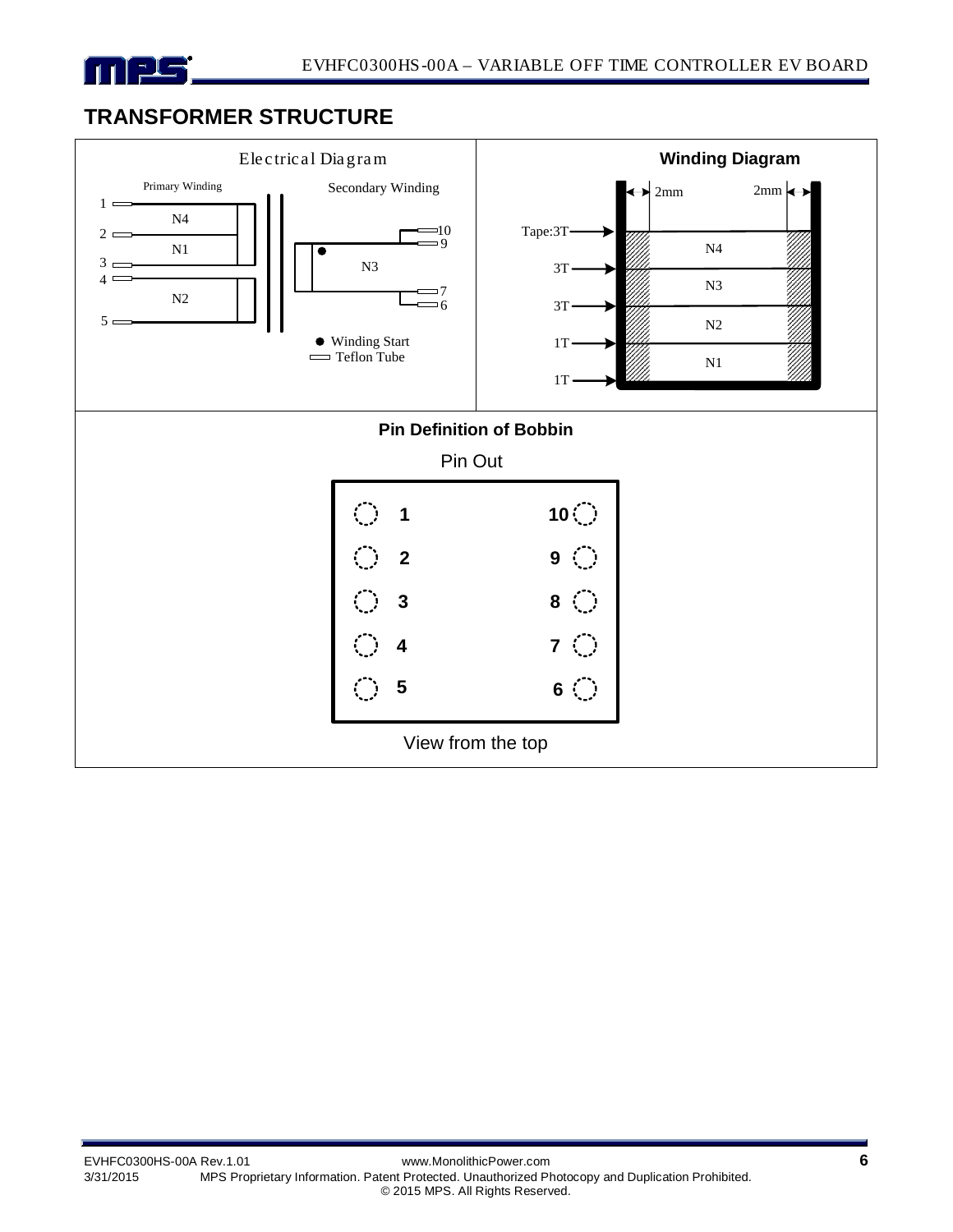## TRANSFORMER STRUCTURE

Electrical Diagram

Primary Winding

Secondary Winding

1, N4, 2, N1, 3, 4, N2, 5

10, 9, N3, 7, 6

● Winding Start

Teflon Tube

**Winding Diagram**

2mm 2mm

Tape:3T — N4

3T — N3

3T — N2

1T — N1

1T

**Pin Definition of Bobbin**

Pin Out

| | |
|---|---|
| 1 | 10 |
| 2 | 9 |
| 3 | 8 |
| 4 | 7 |
| 5 | 6 |

View from the top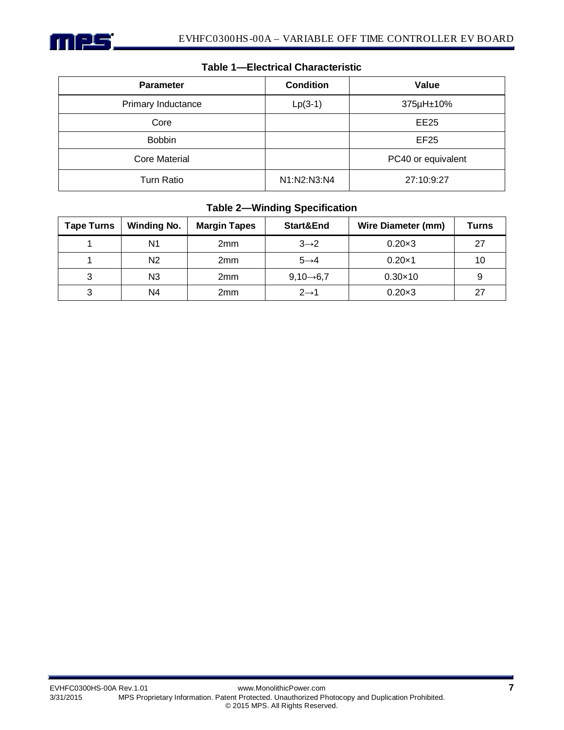**Table 1—Electrical Characteristic**

| Parameter | Condition | Value |
|---|---|---|
| Primary Inductance | Lp(3-1) | 375μH±10% |
| Core | | EE25 |
| Bobbin | | EF25 |
| Core Material | | PC40 or equivalent |
| Turn Ratio | N1:N2:N3:N4 | 27:10:9:27 |

**Table 2—Winding Specification**

| Tape Turns | Winding No. | Margin Tapes | Start&End | Wire Diameter (mm) | Turns |
|---|---|---|---|---|---|
| 1 | N1 | 2mm | 3→2 | 0.20×3 | 27 |
| 1 | N2 | 2mm | 5→4 | 0.20×1 | 10 |
| 3 | N3 | 2mm | 9,10→6,7 | 0.30×10 | 9 |
| 3 | N4 | 2mm | 2→1 | 0.20×3 | 27 |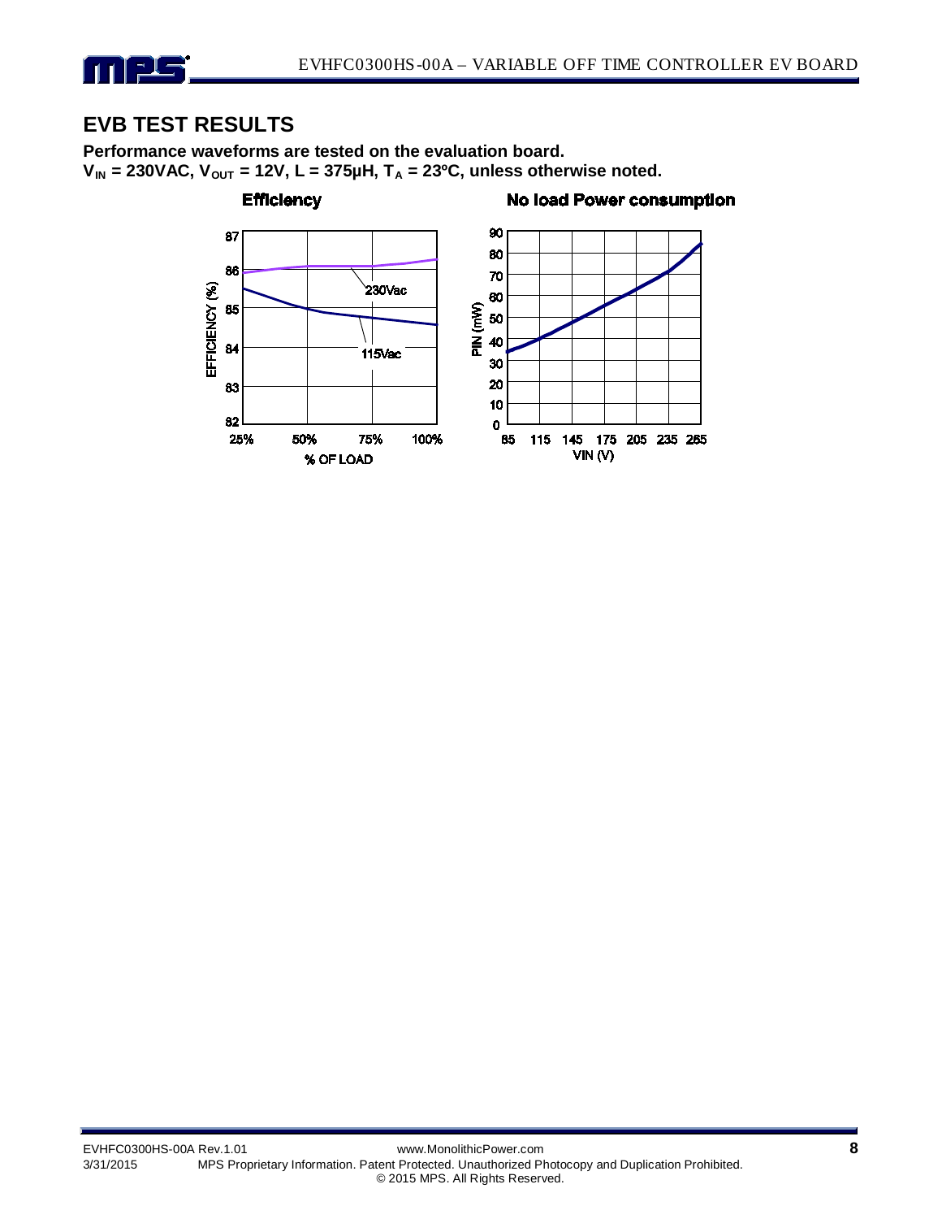## EVB TEST RESULTS

**Performance waveforms are tested on the evaluation board.**
**$V_{IN}$ = 230VAC, $V_{OUT}$ = 12V, L = 375µH, $T_A$ = 23ºC, unless otherwise noted.**

**Efficiency**

**No load Power consumption**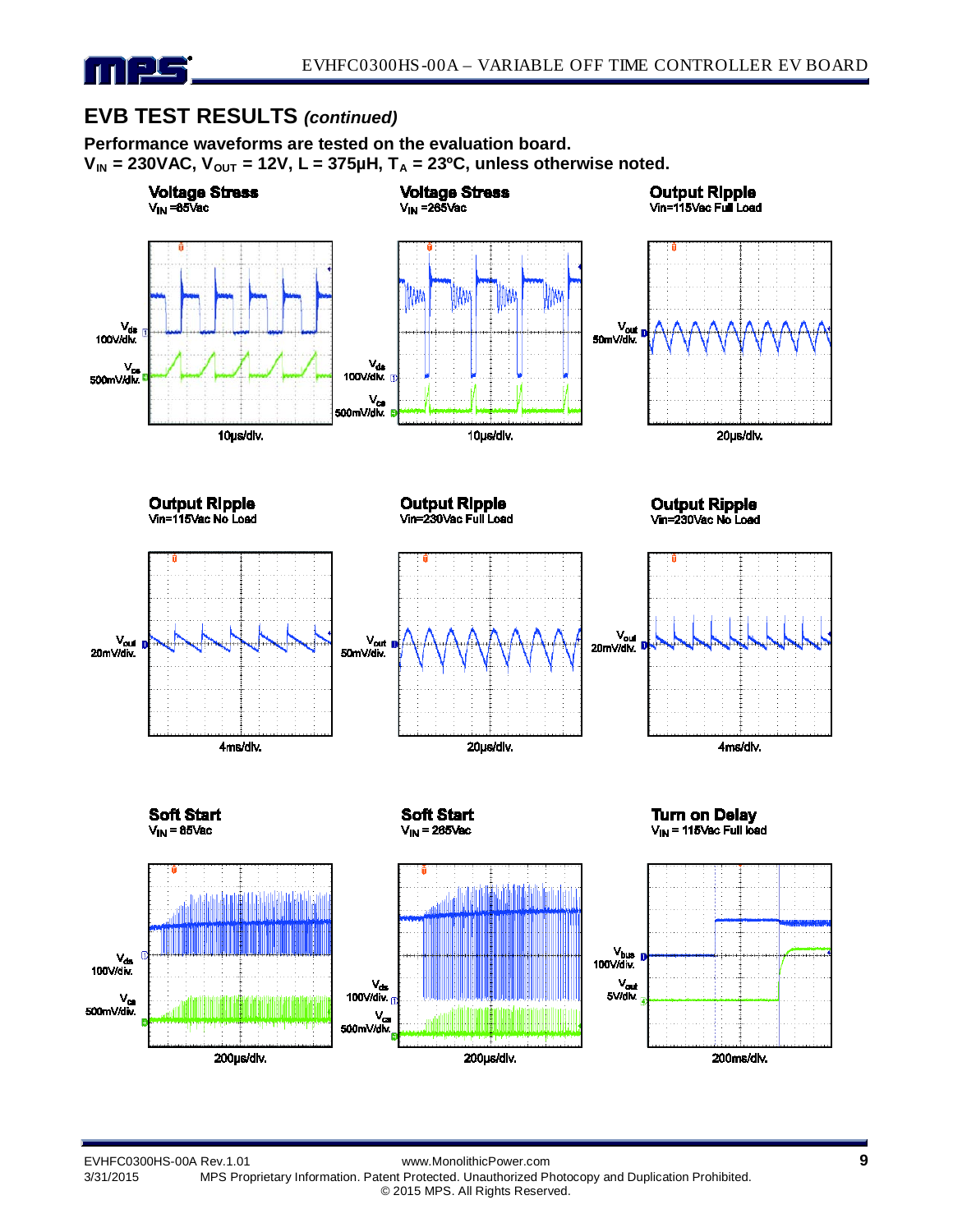## EVB TEST RESULTS *(continued)*

**Performance waveforms are tested on the evaluation board.**
**$V_{IN}$ = 230VAC, $V_{OUT}$ = 12V, L = 375μH, $T_A$ = 23ºC, unless otherwise noted.**

**Voltage Stress**
$V_{IN}$ =85Vac

$V_{ds}$ 100V/div.
$V_{cs}$ 500mV/div.
10μs/div.

**Voltage Stress**
$V_{IN}$ =265Vac

$V_{ds}$ 100V/div.
$V_{cs}$ 500mV/div.
10μs/div.

**Output Ripple**
Vin=115Vac Full Load

$V_{out}$ 50mV/div.
20μs/div.

**Output Ripple**
Vin=115Vac No Load

$V_{out}$ 20mV/div.
4ms/div.

**Output Ripple**
Vin=230Vac Full Load

$V_{out}$ 50mV/div.
20μs/div.

**Output Ripple**
Vin=230Vac No Load

$V_{out}$ 20mV/div.
4ms/div.

**Soft Start**
$V_{IN}$ = 85Vac

$V_{ds}$ 100V/div.
$V_{cs}$ 500mV/div.
200μs/div.

**Soft Start**
$V_{IN}$ = 265Vac

$V_{ds}$ 100V/div.
$V_{cs}$ 500mV/div.
200μs/div.

**Turn on Delay**
$V_{IN}$ = 115Vac Full load

$V_{bus}$ 100V/div.
$V_{out}$ 5V/div.
200ms/div.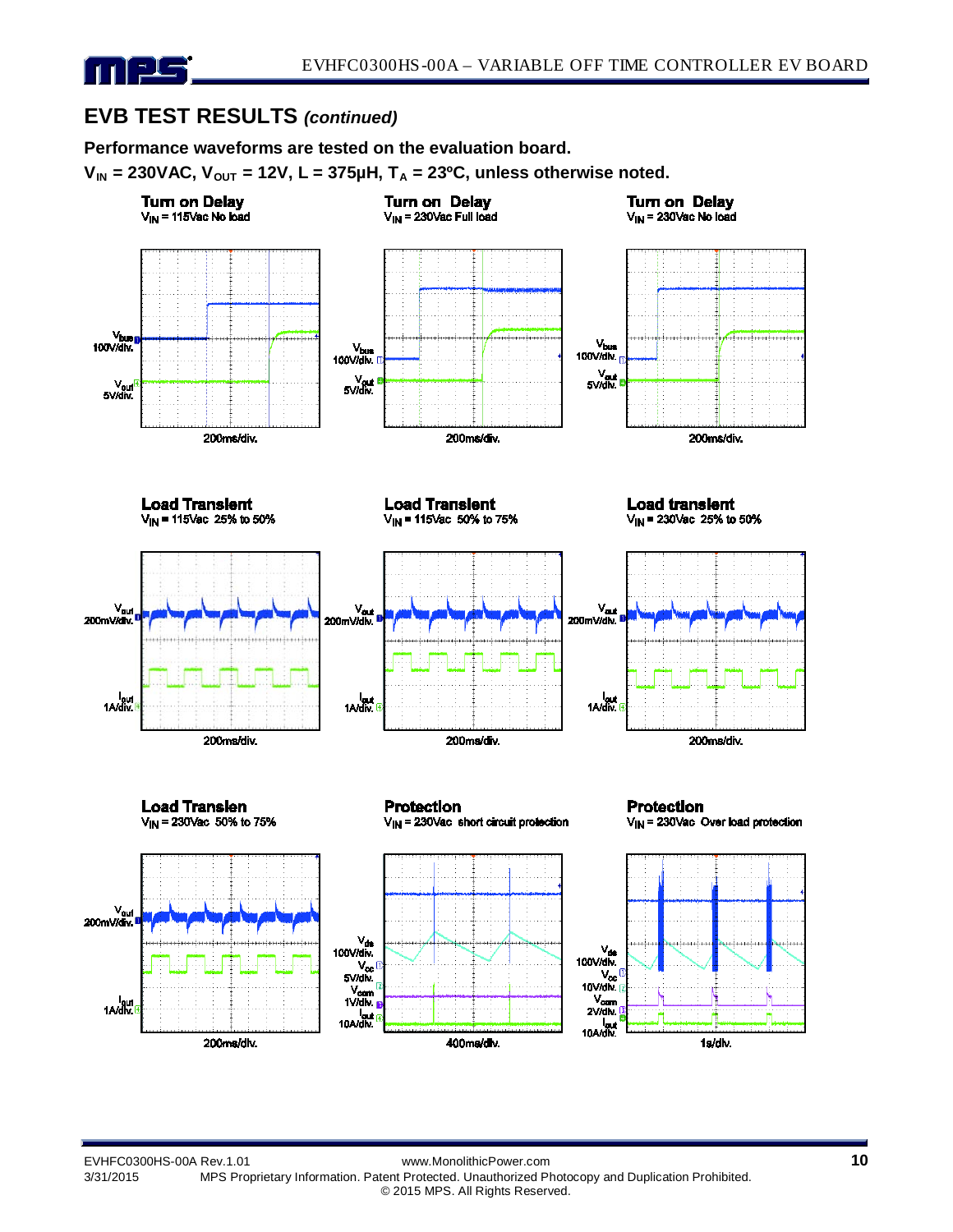## EVB TEST RESULTS *(continued)*

**Performance waveforms are tested on the evaluation board.**

**$V_{IN}$ = 230VAC, $V_{OUT}$ = 12V, L = 375μH, $T_A$ = 23ºC, unless otherwise noted.**

**Turn on Delay**
$V_{IN}$ = 115Vac No load

$V_{bus}$ 100V/div.
$V_{out}$ 5V/div.
200ms/div.

**Turn on Delay**
$V_{IN}$ = 230Vac Full load

$V_{bus}$ 100V/div.
$V_{out}$ 5V/div.
200ms/div.

**Turn on Delay**
$V_{IN}$ = 230Vac No load

$V_{bus}$ 100V/div.
$V_{out}$ 5V/div.
200ms/div.

**Load Transient**
$V_{IN}$ = 115Vac 25% to 50%

$V_{out}$ 200mV/div.
$I_{out}$ 1A/div.
200ms/div.

**Load Transient**
$V_{IN}$ = 115Vac 50% to 75%

$V_{out}$ 200mV/div.
$I_{out}$ 1A/div.
200ms/div.

**Load transient**
$V_{IN}$ = 230Vac 25% to 50%

$V_{out}$ 200mV/div.
$I_{out}$ 1A/div.
200ms/div.

**Load Transien**
$V_{IN}$ = 230Vac 50% to 75%

$V_{out}$ 200mV/div.
$I_{out}$ 1A/div.
200ms/div.

**Protection**
$V_{IN}$ = 230Vac short circuit protection

$V_{ds}$ 100V/div.
$V_{cc}$ 5V/div.
$V_{com}$ 1V/div.
$I_{out}$ 10A/div.
400ms/div.

**Protection**
$V_{IN}$ = 230Vac Over load protection

$V_{ds}$ 100V/div.
$V_{cc}$ 10V/div.
$V_{com}$ 2V/div.
$I_{out}$ 10A/div.
1s/div.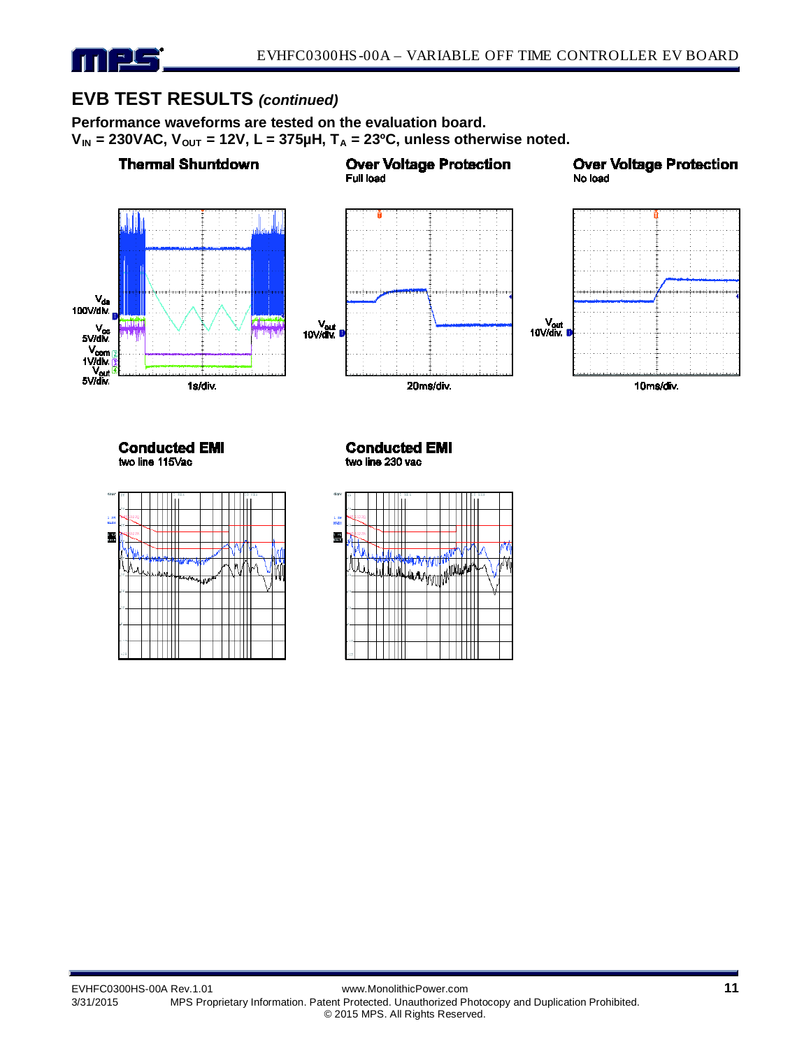## EVB TEST RESULTS *(continued)*

**Performance waveforms are tested on the evaluation board.**
**$V_{IN}$ = 230VAC, $V_{OUT}$ = 12V, L = 375μH, $T_A$ = 23ºC, unless otherwise noted.**

**Thermal Shuntdown**

$V_{ds}$ 100V/div.
$V_{cc}$ 5V/div.
$V_{com}$ 1V/div.
$V_{out}$ 5V/div.
1s/div.

**Over Voltage Protection**
Full load

$V_{out}$ 10V/div.
20ms/div.

**Over Voltage Protection**
No load

$V_{out}$ 10V/div.
10ms/div.

**Conducted EMI**
two line 115Vac

**Conducted EMI**
two line 230 vac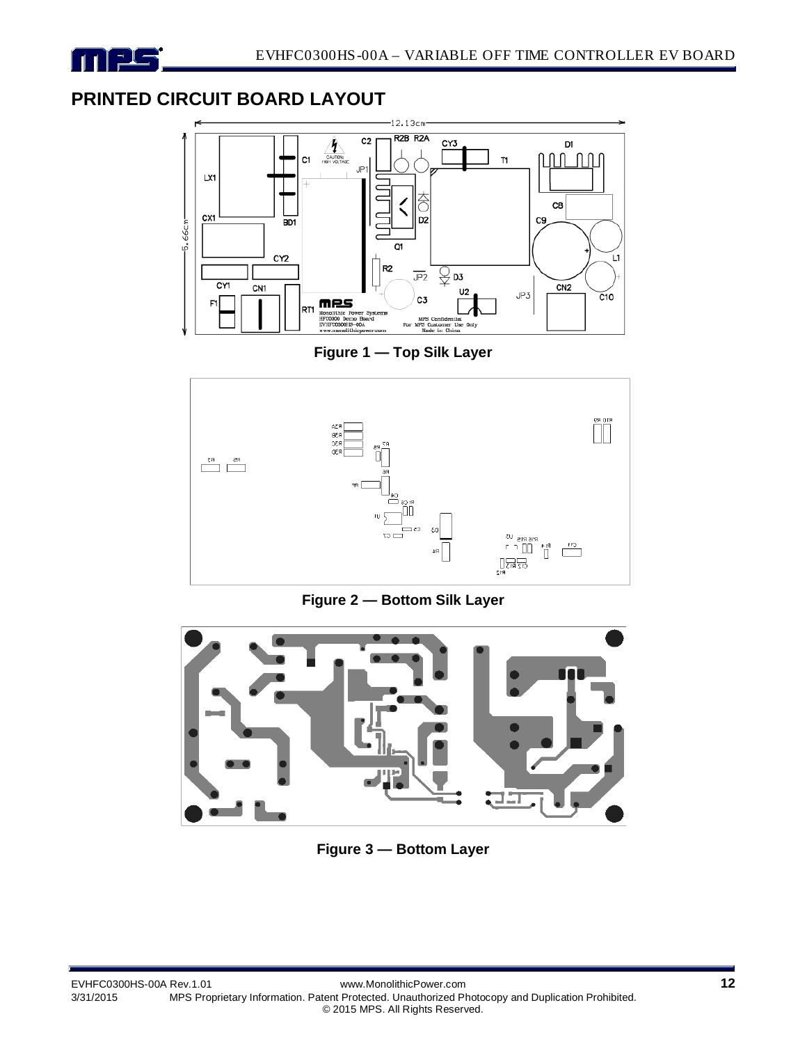## PRINTED CIRCUIT BOARD LAYOUT

Figure 1 — Top Silk Layer

Figure 2 — Bottom Silk Layer

Figure 3 — Bottom Layer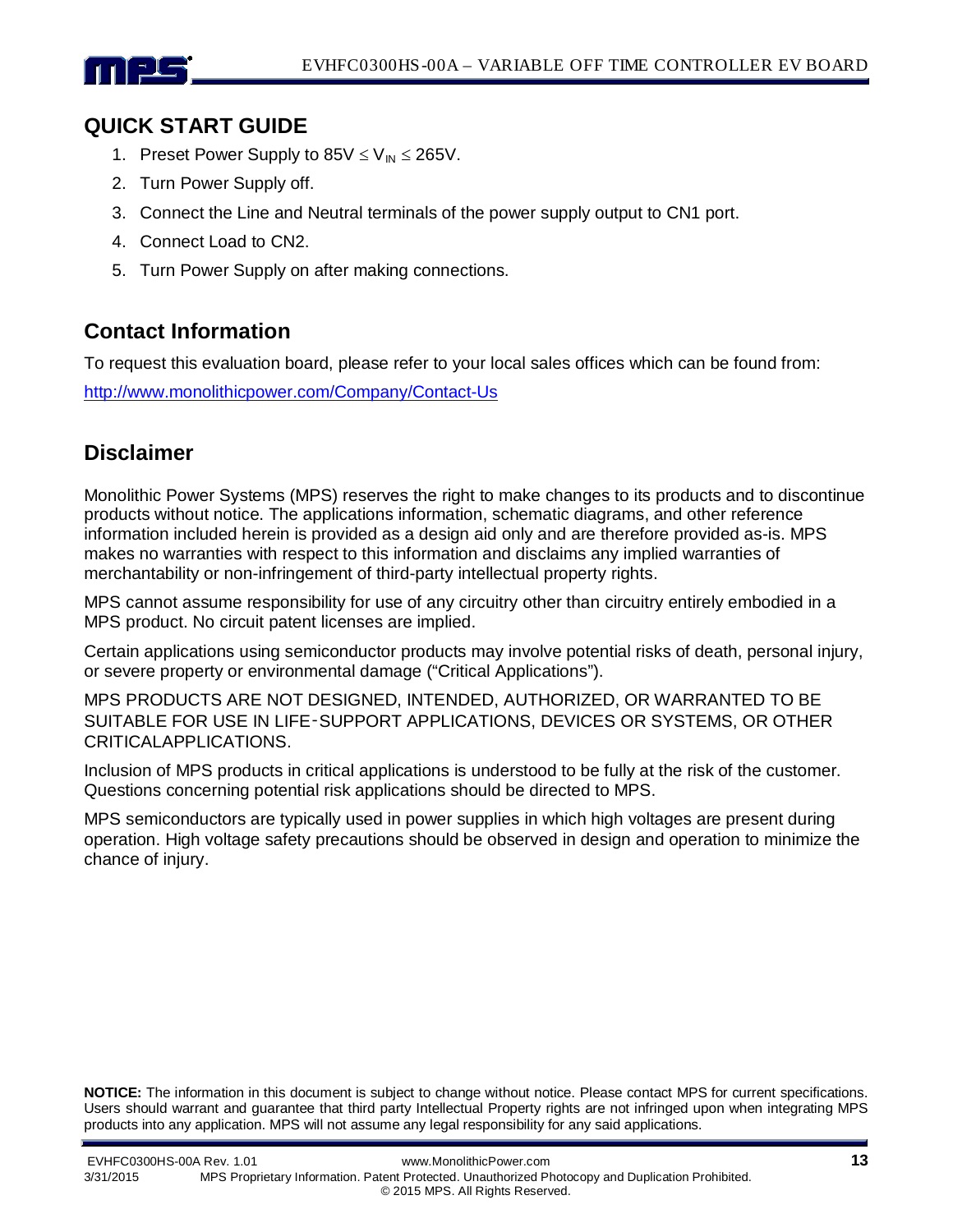## QUICK START GUIDE

1. Preset Power Supply to $85V \leq V_{IN} \leq 265V$.
2. Turn Power Supply off.
3. Connect the Line and Neutral terminals of the power supply output to CN1 port.
4. Connect Load to CN2.
5. Turn Power Supply on after making connections.

## Contact Information

To request this evaluation board, please refer to your local sales offices which can be found from:

http://www.monolithicpower.com/Company/Contact-Us

## Disclaimer

Monolithic Power Systems (MPS) reserves the right to make changes to its products and to discontinue products without notice. The applications information, schematic diagrams, and other reference information included herein is provided as a design aid only and are therefore provided as-is. MPS makes no warranties with respect to this information and disclaims any implied warranties of merchantability or non-infringement of third-party intellectual property rights.

MPS cannot assume responsibility for use of any circuitry other than circuitry entirely embodied in a MPS product. No circuit patent licenses are implied.

Certain applications using semiconductor products may involve potential risks of death, personal injury, or severe property or environmental damage (“Critical Applications”).

MPS PRODUCTS ARE NOT DESIGNED, INTENDED, AUTHORIZED, OR WARRANTED TO BE SUITABLE FOR USE IN LIFE-SUPPORT APPLICATIONS, DEVICES OR SYSTEMS, OR OTHER CRITICALAPPLICATIONS.

Inclusion of MPS products in critical applications is understood to be fully at the risk of the customer. Questions concerning potential risk applications should be directed to MPS.

MPS semiconductors are typically used in power supplies in which high voltages are present during operation. High voltage safety precautions should be observed in design and operation to minimize the chance of injury.

**NOTICE:** The information in this document is subject to change without notice. Please contact MPS for current specifications. Users should warrant and guarantee that third party Intellectual Property rights are not infringed upon when integrating MPS products into any application. MPS will not assume any legal responsibility for any said applications.